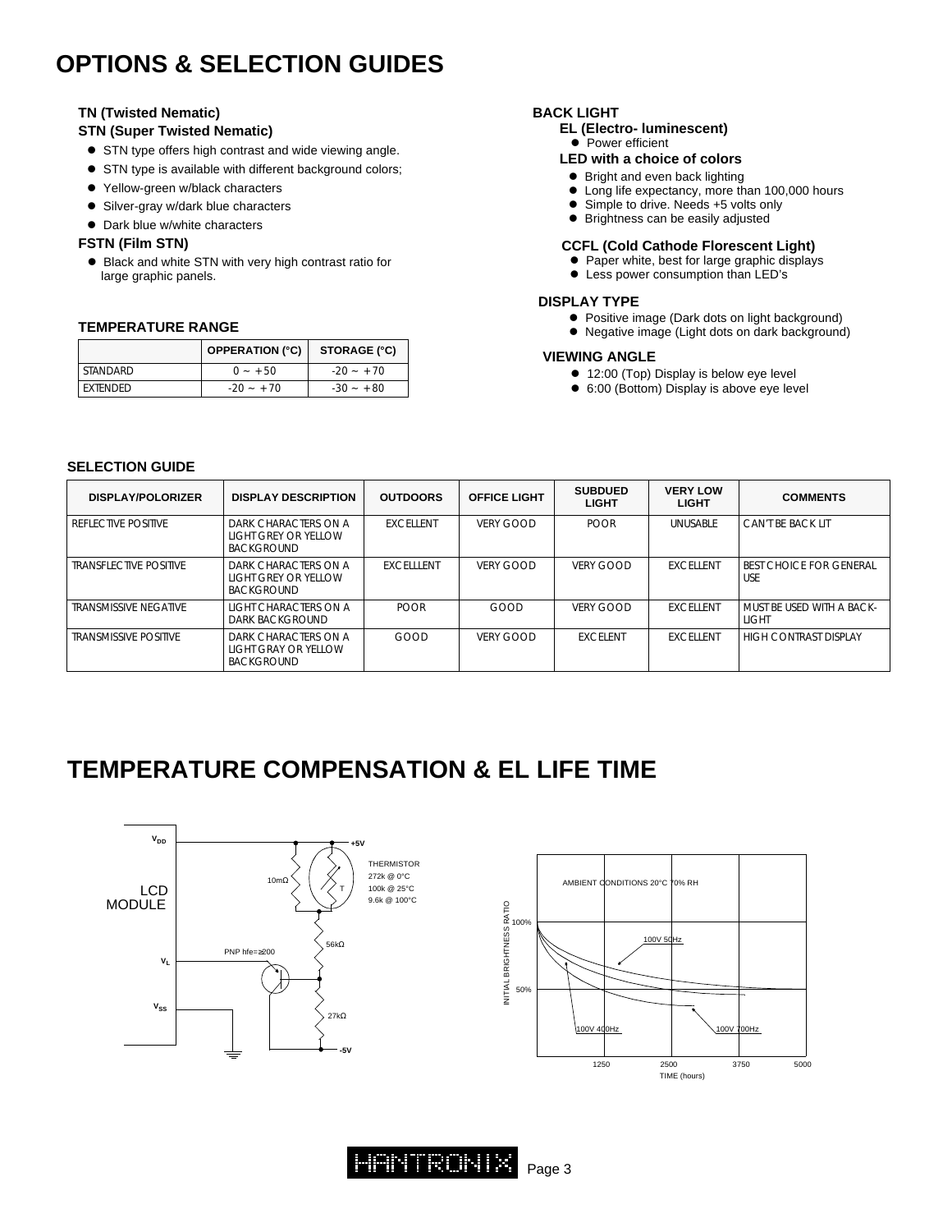# OPTIONS & SELECTION GUIDES

**TN (Twisted Nematic)**

**STN (Super Twisted Nematic)**

- STN type offers high contrast and wide viewing angle.
- STN type is available with different background colors;
- Yellow-green w/black characters
- Silver-gray w/dark blue characters
- Dark blue w/white characters

**FSTN (Film STN)**

- Black and white STN with very high contrast ratio for large graphic panels.

**TEMPERATURE RANGE**

| | OPPERATION (°C) | STORAGE (°C) |
|---|---|---|
| STANDARD | 0 ~ +50 | -20 ~ +70 |
| EXTENDED | -20 ~ +70 | -30 ~ +80 |

**BACK LIGHT**

**EL (Electro- luminescent)**

- Power efficient

**LED with a choice of colors**

- Bright and even back lighting
- Long life expectancy, more than 100,000 hours
- Simple to drive. Needs +5 volts only
- Brightness can be easily adjusted

**CCFL (Cold Cathode Florescent Light)**

- Paper white, best for large graphic displays
- Less power consumption than LED's

**DISPLAY TYPE**

- Positive image (Dark dots on light background)
- Negative image (Light dots on dark background)

**VIEWING ANGLE**

- 12:00 (Top) Display is below eye level
- 6:00 (Bottom) Display is above eye level

**SELECTION GUIDE**

| DISPLAY/POLORIZER | DISPLAY DESCRIPTION | OUTDOORS | OFFICE LIGHT | SUBDUED LIGHT | VERY LOW LIGHT | COMMENTS |
|---|---|---|---|---|---|---|
| REFLECTIVE POSITIVE | DARK CHARACTERS ON A LIGHT GREY OR YELLOW BACKGROUND | EXCELLENT | VERY GOOD | POOR | UNUSABLE | CAN'T BE BACK LIT |
| TRANSFLECTIVE POSITIVE | DARK CHARACTERS ON A LIGHT GREY OR YELLOW BACKGROUND | EXCELLLENT | VERY GOOD | VERY GOOD | EXCELLENT | BEST CHOICE FOR GENERAL USE |
| TRANSMISSIVE NEGATIVE | LIGHT CHARACTERS ON A DARK BACKGROUND | POOR | GOOD | VERY GOOD | EXCELLENT | MUST BE USED WITH A BACK-LIGHT |
| TRANSMISSIVE POSITIVE | DARK CHARACTERS ON A LIGHT GRAY OR YELLOW BACKGROUND | GOOD | VERY GOOD | EXCELENT | EXCELLENT | HIGH CONTRAST DISPLAY |

# TEMPERATURE COMPENSATION & EL LIFE TIME

$V_{DD}$ +5V

LCD MODULE

10mΩ

THERMISTOR
272k @ 0°C
100k @ 25°C
9.6k @ 100°C

56kΩ

PNP hfe=≥200

$V_L$

$V_{SS}$

27kΩ

-5V

AMBIENT CONDITIONS 20°C 70% RH

INITIAL BRIGHTNESS RATIO: 100%, 50%

100V 50Hz

100V 400Hz

100V 700Hz

TIME (hours): 1250, 2500, 3750, 5000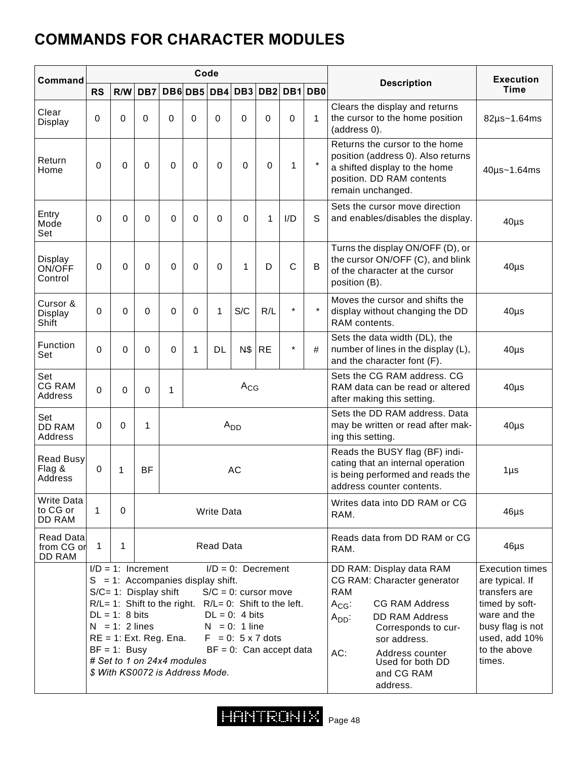# COMMANDS FOR CHARACTER MODULES

| Command | Code | | | | | | | | | | Description | Execution Time |
|---|---|---|---|---|---|---|---|---|---|---|---|---|
| | RS | R/W | DB7 | DB6 | DB5 | DB4 | DB3 | DB2 | DB1 | DB0 | | |
| Clear Display | 0 | 0 | 0 | 0 | 0 | 0 | 0 | 0 | 0 | 1 | Clears the display and returns the cursor to the home position (address 0). | 82µs~1.64ms |
| Return Home | 0 | 0 | 0 | 0 | 0 | 0 | 0 | 0 | 1 | * | Returns the cursor to the home position (address 0). Also returns a shifted display to the home position. DD RAM contents remain unchanged. | 40µs~1.64ms |
| Entry Mode Set | 0 | 0 | 0 | 0 | 0 | 0 | 0 | 1 | I/D | S | Sets the cursor move direction and enables/disables the display. | 40µs |
| Display ON/OFF Control | 0 | 0 | 0 | 0 | 0 | 0 | 1 | D | C | B | Turns the display ON/OFF (D), or the cursor ON/OFF (C), and blink of the character at the cursor position (B). | 40µs |
| Cursor & Display Shift | 0 | 0 | 0 | 0 | 0 | 1 | S/C | R/L | * | * | Moves the cursor and shifts the display without changing the DD RAM contents. | 40µs |
| Function Set | 0 | 0 | 0 | 0 | 1 | DL | N$ | RE | * | # | Sets the data width (DL), the number of lines in the display (L), and the character font (F). | 40µs |
| Set CG RAM Address | 0 | 0 | 0 | 1 | $A_{CG}$ | | | | | | Sets the CG RAM address. CG RAM data can be read or altered after making this setting. | 40µs |
| Set DD RAM Address | 0 | 0 | 1 | $A_{DD}$ | | | | | | | Sets the DD RAM address. Data may be written or read after making this setting. | 40µs |
| Read Busy Flag & Address | 0 | 1 | BF | AC | | | | | | | Reads the BUSY flag (BF) indicating that an internal operation is being performed and reads the address counter contents. | 1µs |
| Write Data to CG or DD RAM | 1 | 0 | Write Data | | | | | | | | Writes data into DD RAM or CG RAM. | 46µs |
| Read Data from CG or DD RAM | 1 | 1 | Read Data | | | | | | | | Reads data from DD RAM or CG RAM. | 46µs |
| | I/D = 1: Increment; I/D = 0: Decrement<br>S = 1: Accompanies display shift.<br>S/C= 1: Display shift; S/C = 0: cursor move<br>R/L= 1: Shift to the right.; R/L= 0: Shift to the left.<br>DL = 1: 8 bits; DL = 0: 4 bits<br>N = 1: 2 lines; N = 0: 1 line<br>RE = 1: Ext. Reg. Ena.; F = 0: 5 x 7 dots<br>BF = 1: Busy; BF = 0: Can accept data<br>*# Set to 1 on 24x4 modules*<br>*$ With KS0072 is Address Mode.* | | | | | | | | | | DD RAM: Display data RAM<br>CG RAM: Character generator RAM<br>$A_{CG}$: CG RAM Address<br>$A_{DD}$: DD RAM Address Corresponds to cursor address.<br>AC: Address counter Used for both DD and CG RAM address. | Execution times are typical. If transfers are timed by software and the busy flag is not used, add 10% to the above times. |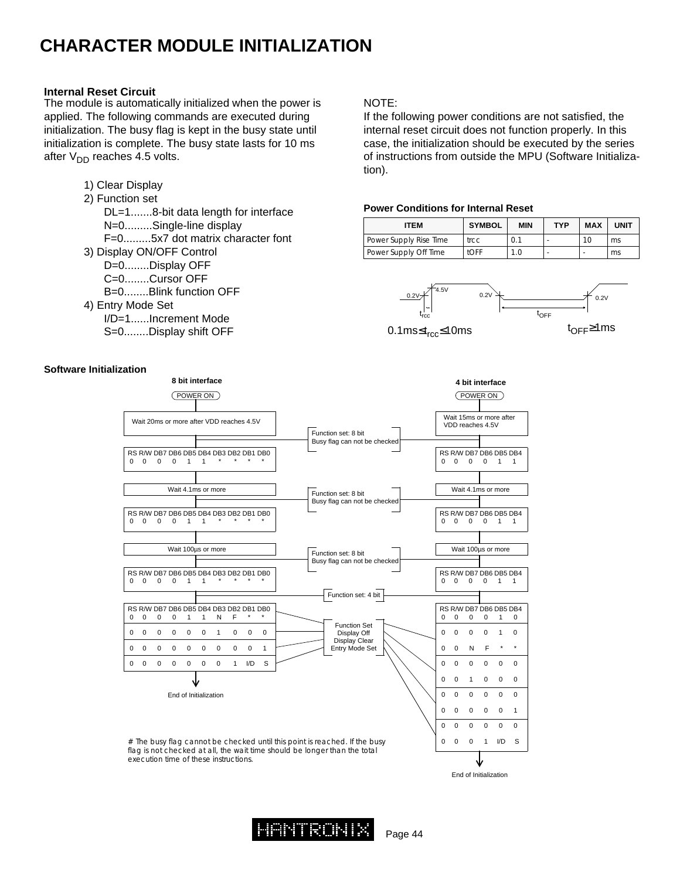# CHARACTER MODULE INITIALIZATION

**Internal Reset Circuit**

The module is automatically initialized when the power is applied. The following commands are executed during initialization. The busy flag is kept in the busy state until initialization is complete. The busy state lasts for 10 ms after $V_{DD}$ reaches 4.5 volts.

1) Clear Display
2) Function set
   - DL=1.......8-bit data length for interface
   - N=0.........Single-line display
   - F=0.........5x7 dot matrix character font
3) Display ON/OFF Control
   - D=0........Display OFF
   - C=0........Cursor OFF
   - B=0........Blink function OFF
4) Entry Mode Set
   - I/D=1......Increment Mode
   - S=0........Display shift OFF

NOTE:

If the following power conditions are not satisfied, the internal reset circuit does not function properly. In this case, the initialization should be executed by the series of instructions from outside the MPU (Software Initialization).

**Power Conditions for Internal Reset**

| ITEM | SYMBOL | MIN | TYP | MAX | UNIT |
|---|---|---|---|---|---|
| Power Supply Rise Time | trcc | 0.1 | - | 10 | ms |
| Power Supply Off Time | tOFF | 1.0 | - | - | ms |

4.5V, 0.2V, 0.2V, 0.2V, $t_{rcc}$, $t_{OFF}$

$0.1ms \leq t_{rcc} \leq 10ms$ $t_{OFF} \geq 1ms$

**Software Initialization**

**8 bit interface**

POWER ON

Wait 20ms or more after VDD reaches 4.5V

| RS | R/W | DB7 | DB6 | DB5 | DB4 | DB3 | DB2 | DB1 | DB0 |
|---|---|---|---|---|---|---|---|---|---|
| 0 | 0 | 0 | 0 | 1 | 1 | * | * | * | * |

(Function set: 8 bit — Busy flag can not be checked)

Wait 4.1ms or more

| RS | R/W | DB7 | DB6 | DB5 | DB4 | DB3 | DB2 | DB1 | DB0 |
|---|---|---|---|---|---|---|---|---|---|
| 0 | 0 | 0 | 0 | 1 | 1 | * | * | * | * |

(Function set: 8 bit — Busy flag can not be checked)

Wait 100μs or more

| RS | R/W | DB7 | DB6 | DB5 | DB4 | DB3 | DB2 | DB1 | DB0 |
|---|---|---|---|---|---|---|---|---|---|
| 0 | 0 | 0 | 0 | 1 | 1 | * | * | * | * |

(Function set: 8 bit — Busy flag can not be checked)

| RS | R/W | DB7 | DB6 | DB5 | DB4 | DB3 | DB2 | DB1 | DB0 | |
|---|---|---|---|---|---|---|---|---|---|---|
| 0 | 0 | 0 | 0 | 1 | 1 | N | F | * | * | Function Set |
| 0 | 0 | 0 | 0 | 0 | 0 | 1 | 0 | 0 | 0 | Display Off |
| 0 | 0 | 0 | 0 | 0 | 0 | 0 | 0 | 0 | 1 | Display Clear |
| 0 | 0 | 0 | 0 | 0 | 0 | 0 | 1 | I/D | S | Entry Mode Set |

End of Initialization

**4 bit interface**

POWER ON

Wait 15ms or more after VDD reaches 4.5V

| RS | R/W | DB7 | DB6 | DB5 | DB4 |
|---|---|---|---|---|---|
| 0 | 0 | 0 | 0 | 1 | 1 |

(Function set: 8 bit — Busy flag can not be checked)

Wait 4.1ms or more

| RS | R/W | DB7 | DB6 | DB5 | DB4 |
|---|---|---|---|---|---|
| 0 | 0 | 0 | 0 | 1 | 1 |

(Function set: 8 bit — Busy flag can not be checked)

Wait 100μs or more

| RS | R/W | DB7 | DB6 | DB5 | DB4 |
|---|---|---|---|---|---|
| 0 | 0 | 0 | 0 | 1 | 1 |

(Function set: 8 bit — Busy flag can not be checked)

| RS | R/W | DB7 | DB6 | DB5 | DB4 | |
|---|---|---|---|---|---|---|
| 0 | 0 | 0 | 0 | 1 | 0 | Function set: 4 bit |
| 0 | 0 | 0 | 0 | 1 | 0 | Function Set |
| 0 | 0 | N | F | * | * | Function Set |
| 0 | 0 | 0 | 0 | 0 | 0 | Display Off |
| 0 | 0 | 1 | 0 | 0 | 0 | Display Off |
| 0 | 0 | 0 | 0 | 0 | 0 | Display Clear |
| 0 | 0 | 0 | 0 | 0 | 1 | Display Clear |
| 0 | 0 | 0 | 0 | 0 | 0 | Entry Mode Set |
| 0 | 0 | 0 | 1 | I/D | S | Entry Mode Set |

End of Initialization

# The busy flag cannot be checked until this point is reached. If the busy flag is not checked at all, the wait time should be longer than the total execution time of these instructions.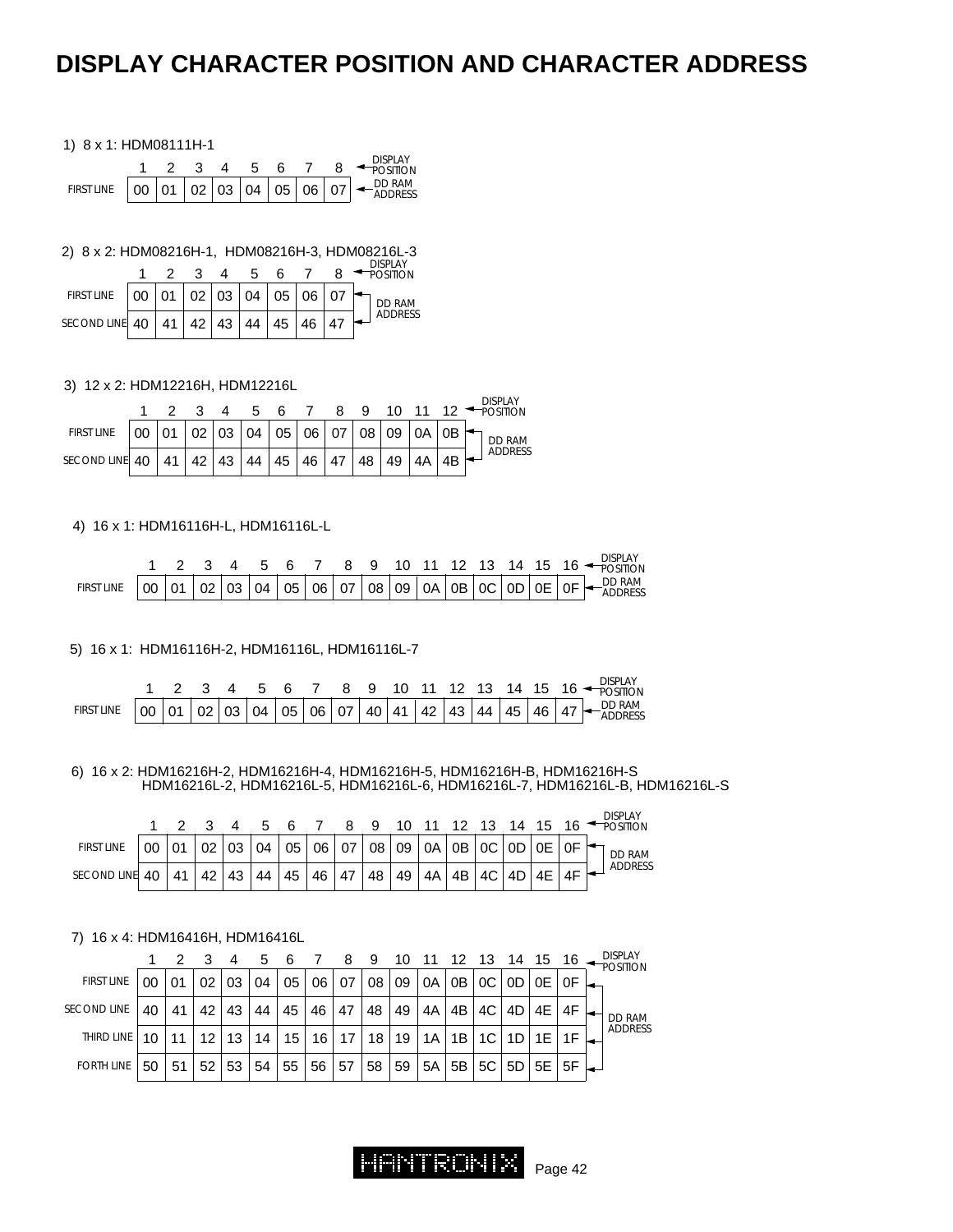# DISPLAY CHARACTER POSITION AND CHARACTER ADDRESS

1) 8 x 1: HDM08111H-1

| | 1 | 2 | 3 | 4 | 5 | 6 | 7 | 8 | ← DISPLAY POSITION |
|---|---|---|---|---|---|---|---|---|---|
| FIRST LINE | 00 | 01 | 02 | 03 | 04 | 05 | 06 | 07 | ← DD RAM ADDRESS |

2) 8 x 2: HDM08216H-1, HDM08216H-3, HDM08216L-3

| | 1 | 2 | 3 | 4 | 5 | 6 | 7 | 8 | ← DISPLAY POSITION |
|---|---|---|---|---|---|---|---|---|---|
| FIRST LINE | 00 | 01 | 02 | 03 | 04 | 05 | 06 | 07 | ← DD RAM ADDRESS |
| SECOND LINE | 40 | 41 | 42 | 43 | 44 | 45 | 46 | 47 | ← DD RAM ADDRESS |

3) 12 x 2: HDM12216H, HDM12216L

| | 1 | 2 | 3 | 4 | 5 | 6 | 7 | 8 | 9 | 10 | 11 | 12 | ← DISPLAY POSITION |
|---|---|---|---|---|---|---|---|---|---|---|---|---|---|
| FIRST LINE | 00 | 01 | 02 | 03 | 04 | 05 | 06 | 07 | 08 | 09 | 0A | 0B | ← DD RAM ADDRESS |
| SECOND LINE | 40 | 41 | 42 | 43 | 44 | 45 | 46 | 47 | 48 | 49 | 4A | 4B | ← DD RAM ADDRESS |

4) 16 x 1: HDM16116H-L, HDM16116L-L

| | 1 | 2 | 3 | 4 | 5 | 6 | 7 | 8 | 9 | 10 | 11 | 12 | 13 | 14 | 15 | 16 | ← DISPLAY POSITION |
|---|---|---|---|---|---|---|---|---|---|---|---|---|---|---|---|---|---|
| FIRST LINE | 00 | 01 | 02 | 03 | 04 | 05 | 06 | 07 | 08 | 09 | 0A | 0B | 0C | 0D | 0E | 0F | ← DD RAM ADDRESS |

5) 16 x 1: HDM16116H-2, HDM16116L, HDM16116L-7

| | 1 | 2 | 3 | 4 | 5 | 6 | 7 | 8 | 9 | 10 | 11 | 12 | 13 | 14 | 15 | 16 | ← DISPLAY POSITION |
|---|---|---|---|---|---|---|---|---|---|---|---|---|---|---|---|---|---|
| FIRST LINE | 00 | 01 | 02 | 03 | 04 | 05 | 06 | 07 | 40 | 41 | 42 | 43 | 44 | 45 | 46 | 47 | ← DD RAM ADDRESS |

6) 16 x 2: HDM16216H-2, HDM16216H-4, HDM16216H-5, HDM16216H-B, HDM16216H-S
HDM16216L-2, HDM16216L-5, HDM16216L-6, HDM16216L-7, HDM16216L-B, HDM16216L-S

| | 1 | 2 | 3 | 4 | 5 | 6 | 7 | 8 | 9 | 10 | 11 | 12 | 13 | 14 | 15 | 16 | ← DISPLAY POSITION |
|---|---|---|---|---|---|---|---|---|---|---|---|---|---|---|---|---|---|
| FIRST LINE | 00 | 01 | 02 | 03 | 04 | 05 | 06 | 07 | 08 | 09 | 0A | 0B | 0C | 0D | 0E | 0F | ← DD RAM ADDRESS |
| SECOND LINE | 40 | 41 | 42 | 43 | 44 | 45 | 46 | 47 | 48 | 49 | 4A | 4B | 4C | 4D | 4E | 4F | ← DD RAM ADDRESS |

7) 16 x 4: HDM16416H, HDM16416L

| | 1 | 2 | 3 | 4 | 5 | 6 | 7 | 8 | 9 | 10 | 11 | 12 | 13 | 14 | 15 | 16 | ← DISPLAY POSITION |
|---|---|---|---|---|---|---|---|---|---|---|---|---|---|---|---|---|---|
| FIRST LINE | 00 | 01 | 02 | 03 | 04 | 05 | 06 | 07 | 08 | 09 | 0A | 0B | 0C | 0D | 0E | 0F | ← DD RAM ADDRESS |
| SECOND LINE | 40 | 41 | 42 | 43 | 44 | 45 | 46 | 47 | 48 | 49 | 4A | 4B | 4C | 4D | 4E | 4F | ← DD RAM ADDRESS |
| THIRD LINE | 10 | 11 | 12 | 13 | 14 | 15 | 16 | 17 | 18 | 19 | 1A | 1B | 1C | 1D | 1E | 1F | ← DD RAM ADDRESS |
| FORTH LINE | 50 | 51 | 52 | 53 | 54 | 55 | 56 | 57 | 58 | 59 | 5A | 5B | 5C | 5D | 5E | 5F | ← DD RAM ADDRESS |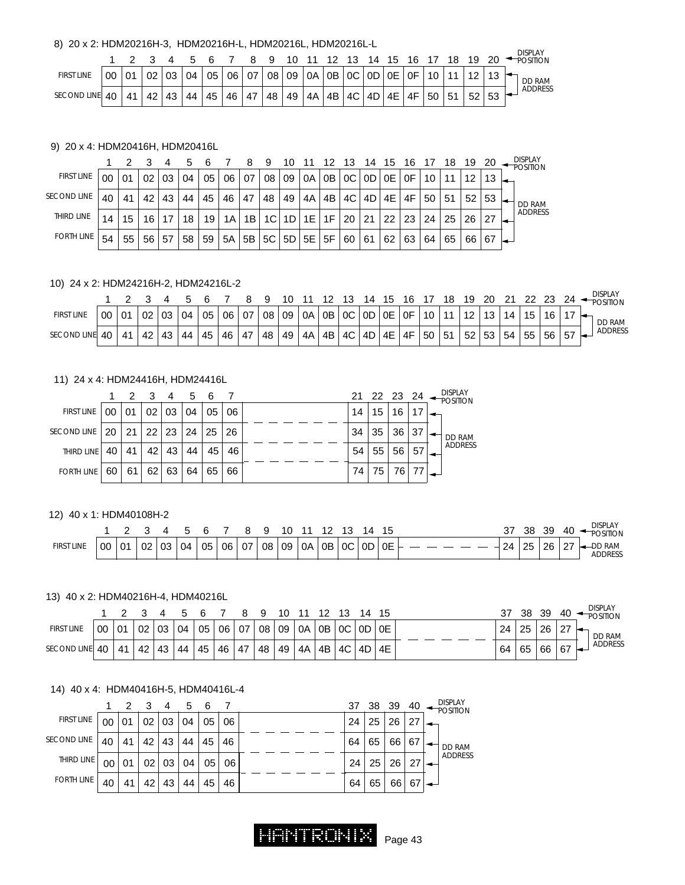8) 20 x 2: HDM20216H-3, HDM20216H-L, HDM20216L, HDM20216L-L

| DISPLAY POSITION | 1 | 2 | 3 | 4 | 5 | 6 | 7 | 8 | 9 | 10 | 11 | 12 | 13 | 14 | 15 | 16 | 17 | 18 | 19 | 20 |
|---|---|---|---|---|---|---|---|---|---|---|---|---|---|---|---|---|---|---|---|---|
| FIRST LINE | 00 | 01 | 02 | 03 | 04 | 05 | 06 | 07 | 08 | 09 | 0A | 0B | 0C | 0D | 0E | 0F | 10 | 11 | 12 | 13 |
| SECOND LINE | 40 | 41 | 42 | 43 | 44 | 45 | 46 | 47 | 48 | 49 | 4A | 4B | 4C | 4D | 4E | 4F | 50 | 51 | 52 | 53 |

DD RAM ADDRESS

9) 20 x 4: HDM20416H, HDM20416L

| DISPLAY POSITION | 1 | 2 | 3 | 4 | 5 | 6 | 7 | 8 | 9 | 10 | 11 | 12 | 13 | 14 | 15 | 16 | 17 | 18 | 19 | 20 |
|---|---|---|---|---|---|---|---|---|---|---|---|---|---|---|---|---|---|---|---|---|
| FIRST LINE | 00 | 01 | 02 | 03 | 04 | 05 | 06 | 07 | 08 | 09 | 0A | 0B | 0C | 0D | 0E | 0F | 10 | 11 | 12 | 13 |
| SECOND LINE | 40 | 41 | 42 | 43 | 44 | 45 | 46 | 47 | 48 | 49 | 4A | 4B | 4C | 4D | 4E | 4F | 50 | 51 | 52 | 53 |
| THIRD LINE | 14 | 15 | 16 | 17 | 18 | 19 | 1A | 1B | 1C | 1D | 1E | 1F | 20 | 21 | 22 | 23 | 24 | 25 | 26 | 27 |
| FORTH LINE | 54 | 55 | 56 | 57 | 58 | 59 | 5A | 5B | 5C | 5D | 5E | 5F | 60 | 61 | 62 | 63 | 64 | 65 | 66 | 67 |

DD RAM ADDRESS

10) 24 x 2: HDM24216H-2, HDM24216L-2

| DISPLAY POSITION | 1 | 2 | 3 | 4 | 5 | 6 | 7 | 8 | 9 | 10 | 11 | 12 | 13 | 14 | 15 | 16 | 17 | 18 | 19 | 20 | 21 | 22 | 23 | 24 |
|---|---|---|---|---|---|---|---|---|---|---|---|---|---|---|---|---|---|---|---|---|---|---|---|---|
| FIRST LINE | 00 | 01 | 02 | 03 | 04 | 05 | 06 | 07 | 08 | 09 | 0A | 0B | 0C | 0D | 0E | 0F | 10 | 11 | 12 | 13 | 14 | 15 | 16 | 17 |
| SECOND LINE | 40 | 41 | 42 | 43 | 44 | 45 | 46 | 47 | 48 | 49 | 4A | 4B | 4C | 4D | 4E | 4F | 50 | 51 | 52 | 53 | 54 | 55 | 56 | 57 |

DD RAM ADDRESS

11) 24 x 4: HDM24416H, HDM24416L

| DISPLAY POSITION | 1 | 2 | 3 | 4 | 5 | 6 | 7 | ... | 21 | 22 | 23 | 24 |
|---|---|---|---|---|---|---|---|---|---|---|---|---|
| FIRST LINE | 00 | 01 | 02 | 03 | 04 | 05 | 06 | ... | 14 | 15 | 16 | 17 |
| SECOND LINE | 20 | 21 | 22 | 23 | 24 | 25 | 26 | ... | 34 | 35 | 36 | 37 |
| THIRD LINE | 40 | 41 | 42 | 43 | 44 | 45 | 46 | ... | 54 | 55 | 56 | 57 |
| FORTH LINE | 60 | 61 | 62 | 63 | 64 | 65 | 66 | ... | 74 | 75 | 76 | 77 |

DD RAM ADDRESS

12) 40 x 1: HDM40108H-2

| DISPLAY POSITION | 1 | 2 | 3 | 4 | 5 | 6 | 7 | 8 | 9 | 10 | 11 | 12 | 13 | 14 | 15 | ... | 37 | 38 | 39 | 40 |
|---|---|---|---|---|---|---|---|---|---|---|---|---|---|---|---|---|---|---|---|---|
| FIRST LINE | 00 | 01 | 02 | 03 | 04 | 05 | 06 | 07 | 08 | 09 | 0A | 0B | 0C | 0D | 0E | ... | 24 | 25 | 26 | 27 |

DD RAM ADDRESS

13) 40 x 2: HDM40216H-4, HDM40216L

| DISPLAY POSITION | 1 | 2 | 3 | 4 | 5 | 6 | 7 | 8 | 9 | 10 | 11 | 12 | 13 | 14 | 15 | ... | 37 | 38 | 39 | 40 |
|---|---|---|---|---|---|---|---|---|---|---|---|---|---|---|---|---|---|---|---|---|
| FIRST LINE | 00 | 01 | 02 | 03 | 04 | 05 | 06 | 07 | 08 | 09 | 0A | 0B | 0C | 0D | 0E | ... | 24 | 25 | 26 | 27 |
| SECOND LINE | 40 | 41 | 42 | 43 | 44 | 45 | 46 | 47 | 48 | 49 | 4A | 4B | 4C | 4D | 4E | ... | 64 | 65 | 66 | 67 |

DD RAM ADDRESS

14) 40 x 4: HDM40416H-5, HDM40416L-4

| DISPLAY POSITION | 1 | 2 | 3 | 4 | 5 | 6 | 7 | ... | 37 | 38 | 39 | 40 |
|---|---|---|---|---|---|---|---|---|---|---|---|---|
| FIRST LINE | 00 | 01 | 02 | 03 | 04 | 05 | 06 | ... | 24 | 25 | 26 | 27 |
| SECOND LINE | 40 | 41 | 42 | 43 | 44 | 45 | 46 | ... | 64 | 65 | 66 | 67 |
| THIRD LINE | 00 | 01 | 02 | 03 | 04 | 05 | 06 | ... | 24 | 25 | 26 | 27 |
| FORTH LINE | 40 | 41 | 42 | 43 | 44 | 45 | 46 | ... | 64 | 65 | 66 | 67 |

DD RAM ADDRESS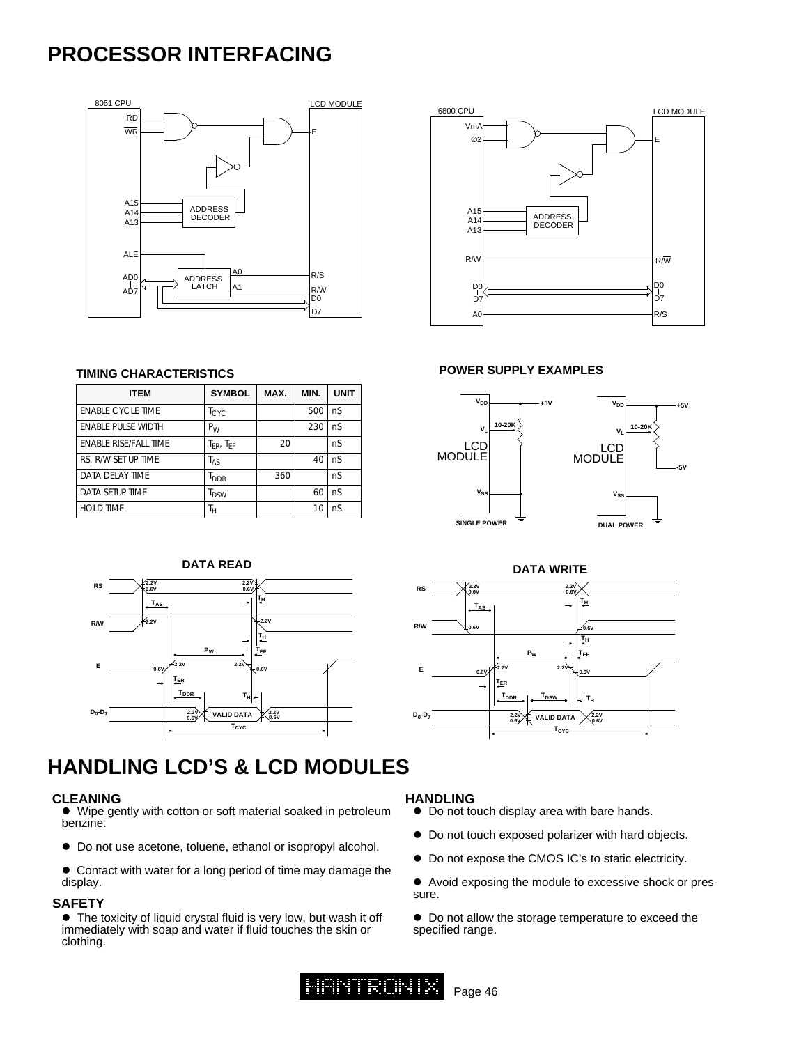# PROCESSOR INTERFACING

### TIMING CHARACTERISTICS

| ITEM | SYMBOL | MAX. | MIN. | UNIT |
|---|---|---|---|---|
| ENABLE CYCLE TIME | $T_{CYC}$ | | 500 | nS |
| ENABLE PULSE WIDTH | $P_W$ | | 230 | nS |
| ENABLE RISE/FALL TIME | $T_{ER}$, $T_{EF}$ | 20 | | nS |
| RS, R/W SETUP TIME | $T_{AS}$ | | 40 | nS |
| DATA DELAY TIME | $T_{DDR}$ | 360 | | nS |
| DATA SETUP TIME | $T_{DSW}$ | | 60 | nS |
| HOLD TIME | $T_H$ | | 10 | nS |

### POWER SUPPLY EXAMPLES

SINGLE POWER

DUAL POWER

### DATA READ

### DATA WRITE

# HANDLING LCD'S & LCD MODULES

### CLEANING

- Wipe gently with cotton or soft material soaked in petroleum benzine.
- Do not use acetone, toluene, ethanol or isopropyl alcohol.
- Contact with water for a long period of time may damage the display.

### SAFETY

- The toxicity of liquid crystal fluid is very low, but wash it off immediately with soap and water if fluid touches the skin or clothing.

### HANDLING

- Do not touch display area with bare hands.
- Do not touch exposed polarizer with hard objects.
- Do not expose the CMOS IC's to static electricity.
- Avoid exposing the module to excessive shock or pressure.
- Do not allow the storage temperature to exceed the specified range.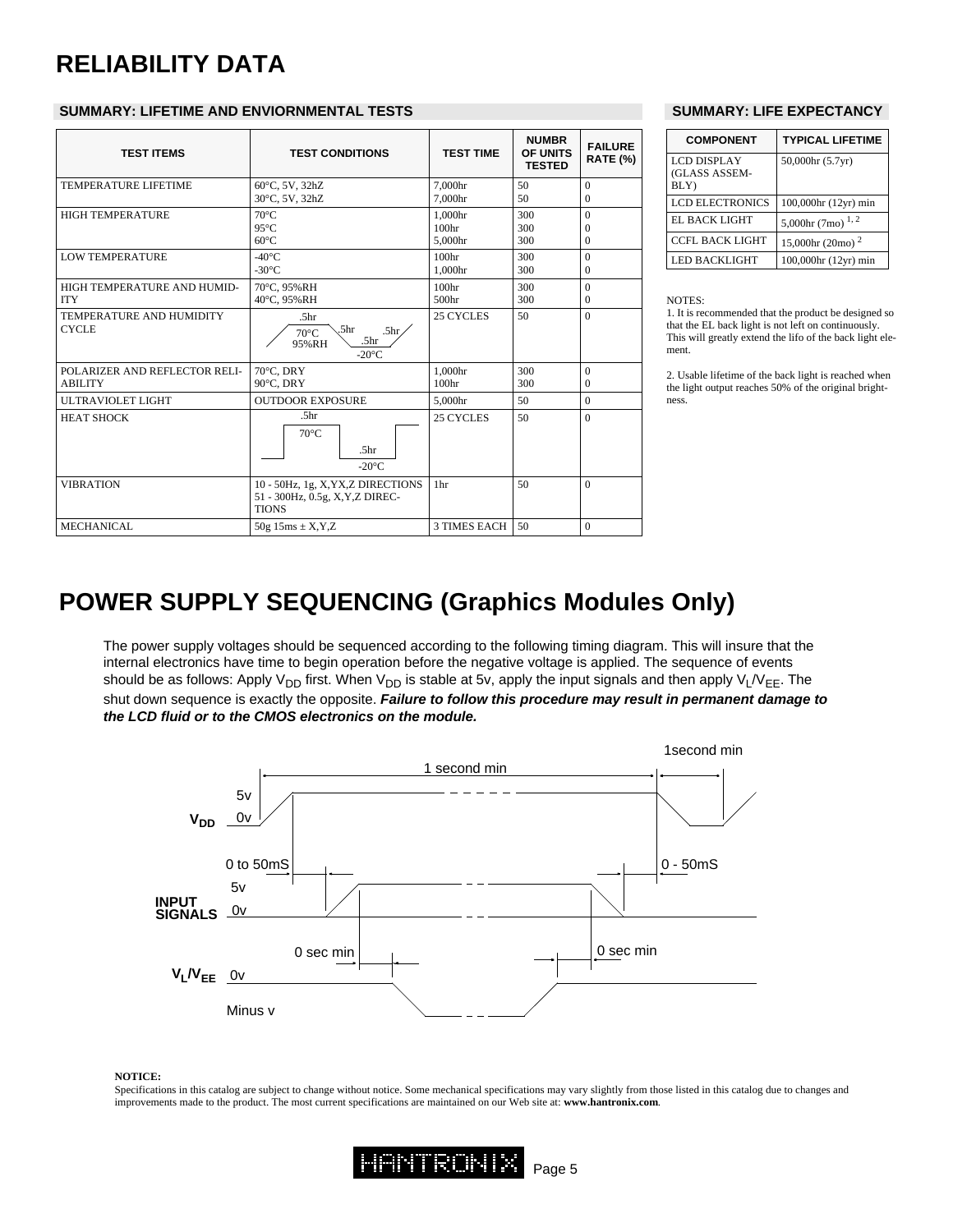# RELIABILITY DATA

## SUMMARY: LIFETIME AND ENVIORNMENTAL TESTS

| TEST ITEMS | TEST CONDITIONS | TEST TIME | NUMBR OF UNITS TESTED | FAILURE RATE (%) |
|---|---|---|---|---|
| TEMPERATURE LIFETIME | 60°C, 5V, 32hZ<br>30°C, 5V, 32hZ | 7,000hr<br>7,000hr | 50<br>50 | 0<br>0 |
| HIGH TEMPERATURE | 70°C<br>95°C<br>60°C | 1,000hr<br>100hr<br>5,000hr | 300<br>300<br>300 | 0<br>0<br>0 |
| LOW TEMPERATURE | -40°C<br>-30°C | 100hr<br>1,000hr | 300<br>300 | 0<br>0 |
| HIGH TEMPERATURE AND HUMIDITY | 70°C, 95%RH<br>40°C, 95%RH | 100hr<br>500hr | 300<br>300 | 0<br>0 |
| TEMPERATURE AND HUMIDITY CYCLE | .5hr, 70°C 95%RH, .5hr, .5hr, .5hr, -20°C | 25 CYCLES | 50 | 0 |
| POLARIZER AND REFLECTOR RELIABILITY | 70°C, DRY<br>90°C, DRY | 1,000hr<br>100hr | 300<br>300 | 0<br>0 |
| ULTRAVIOLET LIGHT | OUTDOOR EXPOSURE | 5,000hr | 50 | 0 |
| HEAT SHOCK | .5hr, 70°C, .5hr, -20°C | 25 CYCLES | 50 | 0 |
| VIBRATION | 10 - 50Hz, 1g, X,YX,Z DIRECTIONS<br>51 - 300Hz, 0.5g, X,Y,Z DIRECTIONS | 1hr | 50 | 0 |
| MECHANICAL | 50g 15ms ± X,Y,Z | 3 TIMES EACH | 50 | 0 |

## SUMMARY: LIFE EXPECTANCY

| COMPONENT | TYPICAL LIFETIME |
|---|---|
| LCD DISPLAY (GLASS ASSEMBLY) | 50,000hr (5.7yr) |
| LCD ELECTRONICS | 100,000hr (12yr) min |
| EL BACK LIGHT | 5,000hr (7mo) [1, 2] |
| CCFL BACK LIGHT | 15,000hr (20mo) [2] |
| LED BACKLIGHT | 100,000hr (12yr) min |

NOTES:

1. It is recommended that the product be designed so that the EL back light is not left on continuously. This will greatly extend the lifo of the back light element.

2. Usable lifetime of the back light is reached when the light output reaches 50% of the original brightness.

# POWER SUPPLY SEQUENCING (Graphics Modules Only)

The power supply voltages should be sequenced according to the following timing diagram. This will insure that the internal electronics have time to begin operation before the negative voltage is applied. The sequence of events should be as follows: Apply $V_{DD}$ first. When $V_{DD}$ is stable at 5v, apply the input signals and then apply $V_L/V_{EE}$. The shut down sequence is exactly the opposite. ***Failure to follow this procedure may result in permanent damage to the LCD fluid or to the CMOS electronics on the module.***

$V_{DD}$: 5v / 0v — 1 second min; 1second min

INPUT SIGNALS: 5v / 0v — 0 to 50mS; 0 - 50mS

$V_L/V_{EE}$: 0v / Minus v — 0 sec min; 0 sec min

**NOTICE:**

Specifications in this catalog are subject to change without notice. Some mechanical specifications may vary slightly from those listed in this catalog due to changes and improvements made to the product. The most current specifications are maintained on our Web site at: **www.hantronix.com**.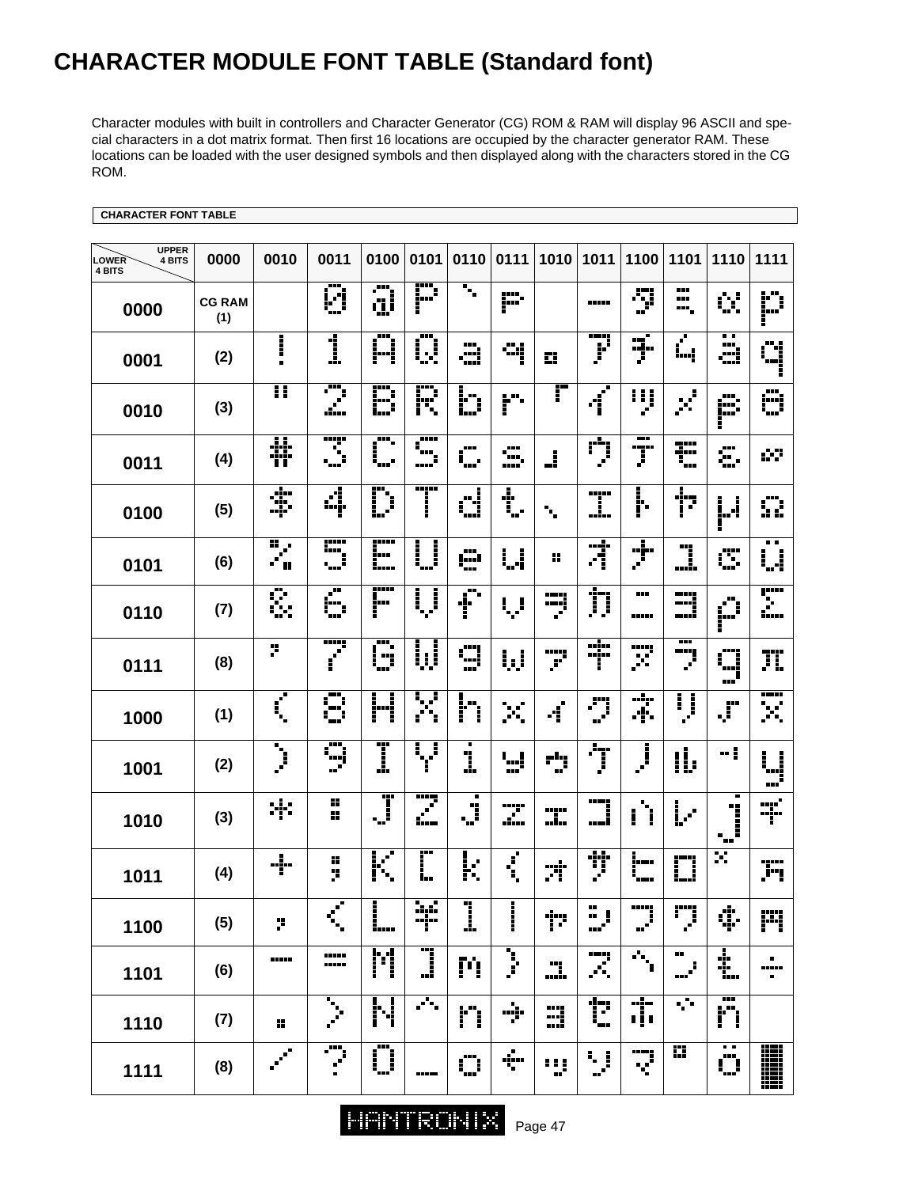# CHARACTER MODULE FONT TABLE (Standard font)

Character modules with built in controllers and Character Generator (CG) ROM & RAM will display 96 ASCII and special characters in a dot matrix format. Then first 16 locations are occupied by the character generator RAM. These locations can be loaded with the user designed symbols and then displayed along with the characters stored in the CG ROM.

**CHARACTER FONT TABLE**

| LOWER 4 BITS \ UPPER 4 BITS | 0000 | 0010 | 0011 | 0100 | 0101 | 0110 | 0111 | 1010 | 1011 | 1100 | 1101 | 1110 | 1111 |
|---|---|---|---|---|---|---|---|---|---|---|---|---|---|
| 0000 | CG RAM (1) | | 0 | @ | P | ` | p | | ー | タ | ミ | α | p |
| 0001 | (2) | ! | 1 | A | Q | a | q | 。 | ア | チ | ム | ä | q |
| 0010 | (3) | " | 2 | B | R | b | r | 「 | イ | ツ | メ | β | θ |
| 0011 | (4) | # | 3 | C | S | c | s | 」 | ウ | テ | モ | ε | ∞ |
| 0100 | (5) | $ | 4 | D | T | d | t | 、 | エ | ト | ヤ | μ | Ω |
| 0101 | (6) | % | 5 | E | U | e | u | ・ | オ | ナ | ユ | σ | ü |
| 0110 | (7) | & | 6 | F | V | f | v | ヲ | カ | ニ | ヨ | ρ | Σ |
| 0111 | (8) | ' | 7 | G | W | g | w | ァ | キ | ヌ | ラ | g | π |
| 1000 | (1) | ( | 8 | H | X | h | x | ィ | ク | ネ | リ | √ | x̄ |
| 1001 | (2) | ) | 9 | I | Y | i | y | ゥ | ケ | ノ | ル | ⁻¹ | y |
| 1010 | (3) | * | : | J | Z | j | z | ェ | コ | ハ | レ | j | 千 |
| 1011 | (4) | + | ; | K | [ | k | { | ォ | サ | ヒ | ロ | ˣ | 万 |
| 1100 | (5) | , | < | L | ¥ | l | \| | ャ | シ | フ | ワ | ¢ | 円 |
| 1101 | (6) | - | = | M | ] | m | } | ュ | ス | ヘ | ン | £ | ÷ |
| 1110 | (7) | . | > | N | ^ | n | → | ョ | セ | ホ | ゛ | ñ | |
| 1111 | (8) | / | ? | O | _ | o | ← | ッ | ソ | マ | ゜ | ö | █ |